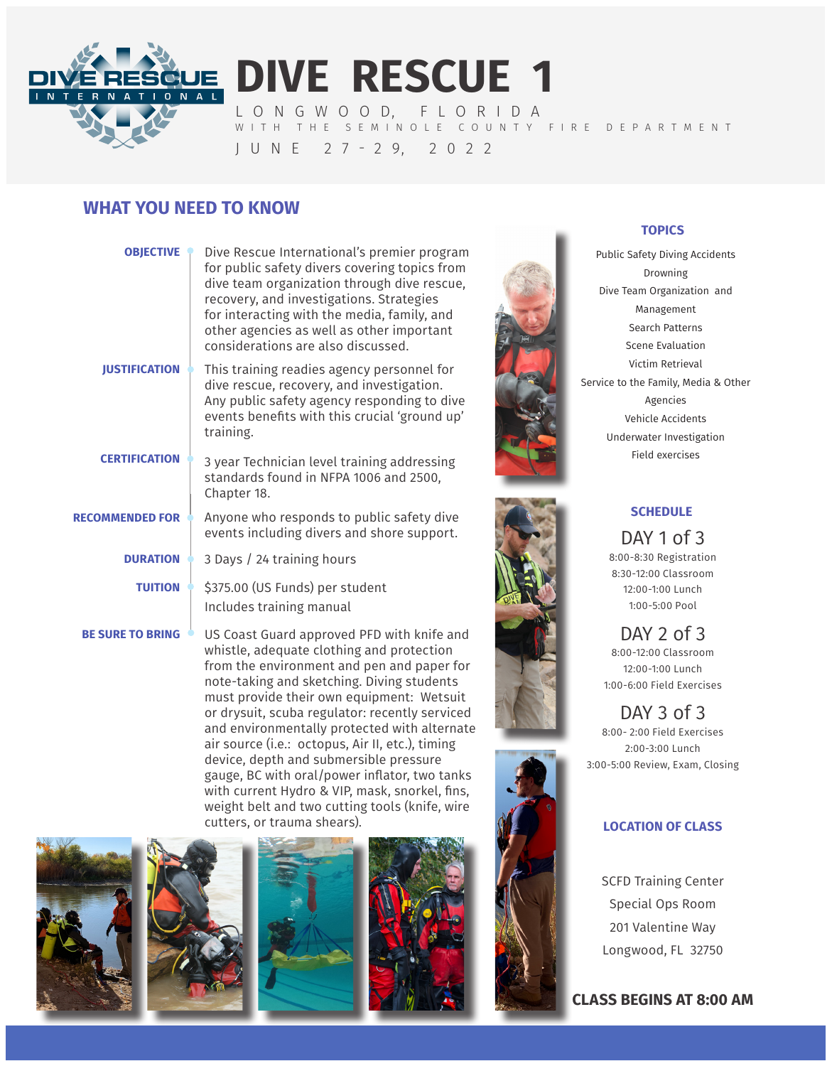# DIVE RESCUE 1

LONGWOOD, FLORIDA

WITH THE SEMINOLE COUNTY FIRE DEPARTMENT

JUNE 27-29, 2022

## WHAT YOU NEED TO KNOW

**OBJECTIVE**
Dive Rescue International's premier program for public safety divers covering topics from dive team organization through dive rescue, recovery, and investigations. Strategies for interacting with the media, family, and other agencies as well as other important considerations are also discussed.

**JUSTIFICATION**
This training readies agency personnel for dive rescue, recovery, and investigation. Any public safety agency responding to dive events benefits with this crucial 'ground up' training.

**CERTIFICATION**
3 year Technician level training addressing standards found in NFPA 1006 and 2500, Chapter 18.

**RECOMMENDED FOR**
Anyone who responds to public safety dive events including divers and shore support.

**DURATION**
3 Days / 24 training hours

**TUITION**
$375.00 (US Funds) per student
Includes training manual

**BE SURE TO BRING**
US Coast Guard approved PFD with knife and whistle, adequate clothing and protection from the environment and pen and paper for note-taking and sketching. Diving students must provide their own equipment: Wetsuit or drysuit, scuba regulator: recently serviced and environmentally protected with alternate air source (i.e.: octopus, Air II, etc.), timing device, depth and submersible pressure gauge, BC with oral/power inflator, two tanks with current Hydro & VIP, mask, snorkel, fins, weight belt and two cutting tools (knife, wire cutters, or trauma shears).

### TOPICS

Public Safety Diving Accidents
Drowning
Dive Team Organization and Management
Search Patterns
Scene Evaluation
Victim Retrieval
Service to the Family, Media & Other Agencies
Vehicle Accidents
Underwater Investigation
Field exercises

### SCHEDULE

**DAY 1 of 3**
8:00-8:30 Registration
8:30-12:00 Classroom
12:00-1:00 Lunch
1:00-5:00 Pool

**DAY 2 of 3**
8:00-12:00 Classroom
12:00-1:00 Lunch
1:00-6:00 Field Exercises

**DAY 3 of 3**
8:00- 2:00 Field Exercises
2:00-3:00 Lunch
3:00-5:00 Review, Exam, Closing

### LOCATION OF CLASS

SCFD Training Center
Special Ops Room
201 Valentine Way
Longwood, FL 32750

**CLASS BEGINS AT 8:00 AM**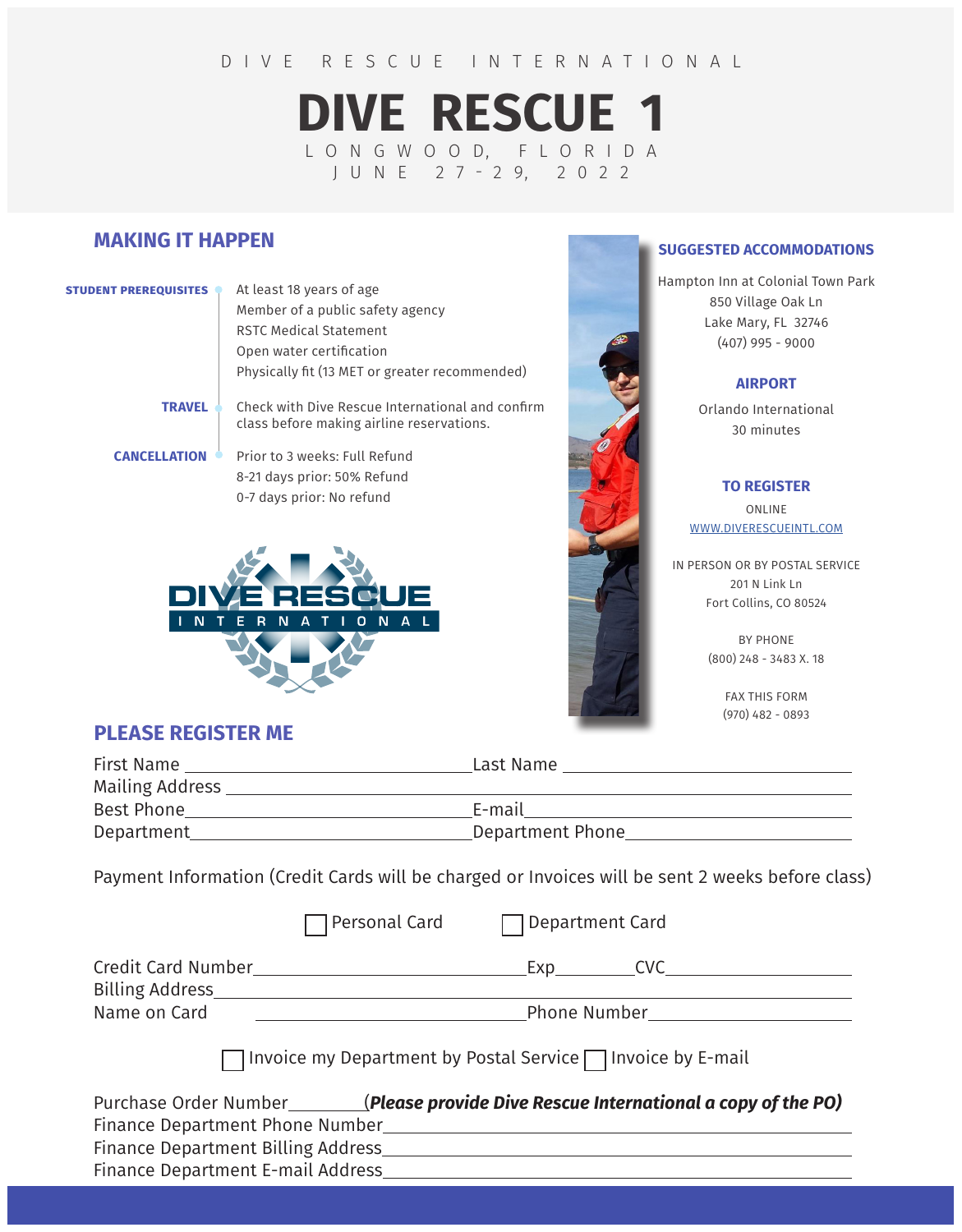DIVE RESCUE INTERNATIONAL

# DIVE RESCUE 1

LONGWOOD, FLORIDA

JUNE 27-29, 2022

## MAKING IT HAPPEN

**STUDENT PREREQUISITES**

At least 18 years of age
Member of a public safety agency
RSTC Medical Statement
Open water certification
Physically fit (13 MET or greater recommended)

**TRAVEL**

Check with Dive Rescue International and confirm class before making airline reservations.

**CANCELLATION**

Prior to 3 weeks: Full Refund
8-21 days prior: 50% Refund
0-7 days prior: No refund

### SUGGESTED ACCOMMODATIONS

Hampton Inn at Colonial Town Park
850 Village Oak Ln
Lake Mary, FL 32746
(407) 995 - 9000

### AIRPORT

Orlando International
30 minutes

### TO REGISTER

ONLINE
WWW.DIVERESCUEINTL.COM

IN PERSON OR BY POSTAL SERVICE
201 N Link Ln
Fort Collins, CO 80524

BY PHONE
(800) 248 - 3483 X. 18

FAX THIS FORM
(970) 482 - 0893

## PLEASE REGISTER ME

First Name ______________________ Last Name ______________________
Mailing Address ______________________
Best Phone ______________________ E-mail ______________________
Department ______________________ Department Phone ______________________

Payment Information (Credit Cards will be charged or Invoices will be sent 2 weeks before class)

☐ Personal Card ☐ Department Card

Credit Card Number ______________________ Exp ________ CVC ________
Billing Address ______________________
Name on Card ______________________ Phone Number ______________________

☐ Invoice my Department by Postal Service ☐ Invoice by E-mail

Purchase Order Number ________ ***(Please provide Dive Rescue International a copy of the PO)***
Finance Department Phone Number ______________________
Finance Department Billing Address ______________________
Finance Department E-mail Address ______________________